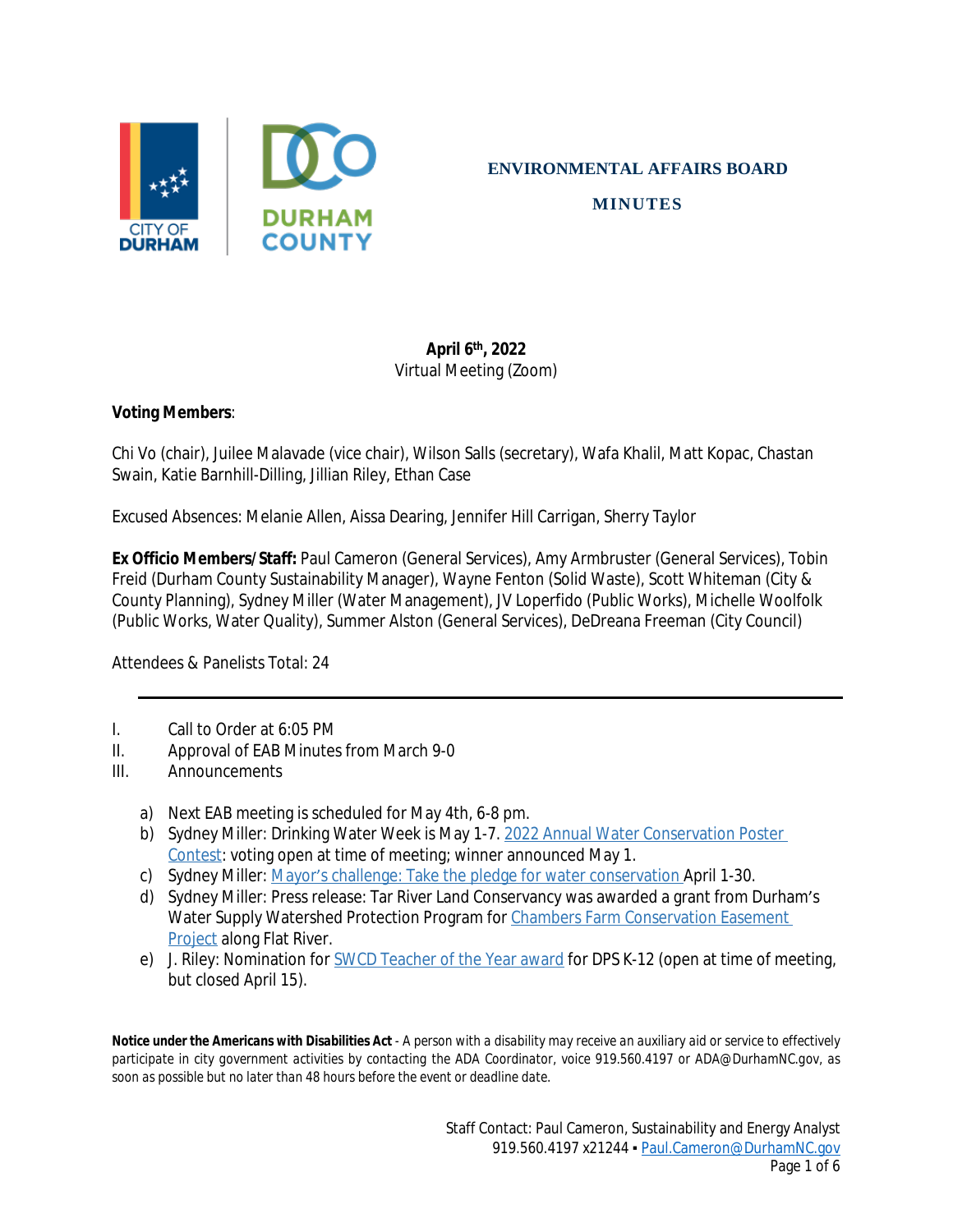# ENVIRONMENTAL AFFAIRS BOARD

## MINUTES

**April 6th, 2022**
Virtual Meeting (Zoom)

**Voting Members**:

Chi Vo (chair), Juilee Malavade (vice chair), Wilson Salls (secretary), Wafa Khalil, Matt Kopac, Chastan Swain, Katie Barnhill-Dilling, Jillian Riley, Ethan Case

Excused Absences: Melanie Allen, Aissa Dearing, Jennifer Hill Carrigan, Sherry Taylor

**Ex Officio Members/Staff:** Paul Cameron (General Services), Amy Armbruster (General Services), Tobin Freid (Durham County Sustainability Manager), Wayne Fenton (Solid Waste), Scott Whiteman (City & County Planning), Sydney Miller (Water Management), JV Loperfido (Public Works), Michelle Woolfolk (Public Works, Water Quality), Summer Alston (General Services), DeDreana Freeman (City Council)

Attendees & Panelists Total: 24

---

I. Call to Order at 6:05 PM
II. Approval of EAB Minutes from March 9-0
III. Announcements

a) Next EAB meeting is scheduled for May 4th, 6-8 pm.
b) Sydney Miller: Drinking Water Week is May 1-7. 2022 Annual Water Conservation Poster Contest: voting open at time of meeting; winner announced May 1.
c) Sydney Miller: Mayor's challenge: Take the pledge for water conservation April 1-30.
d) Sydney Miller: Press release: Tar River Land Conservancy was awarded a grant from Durham's Water Supply Watershed Protection Program for Chambers Farm Conservation Easement Project along Flat River.
e) J. Riley: Nomination for SWCD Teacher of the Year award for DPS K-12 (open at time of meeting, but closed April 15).

**Notice under the Americans with Disabilities Act** - A person with a disability may receive an auxiliary aid or service to effectively participate in city government activities by contacting the ADA Coordinator, voice 919.560.4197 or ADA@DurhamNC.gov, as soon as possible but no later than 48 hours before the event or deadline date.

Staff Contact: Paul Cameron, Sustainability and Energy Analyst
919.560.4197 x21244 ▪ Paul.Cameron@DurhamNC.gov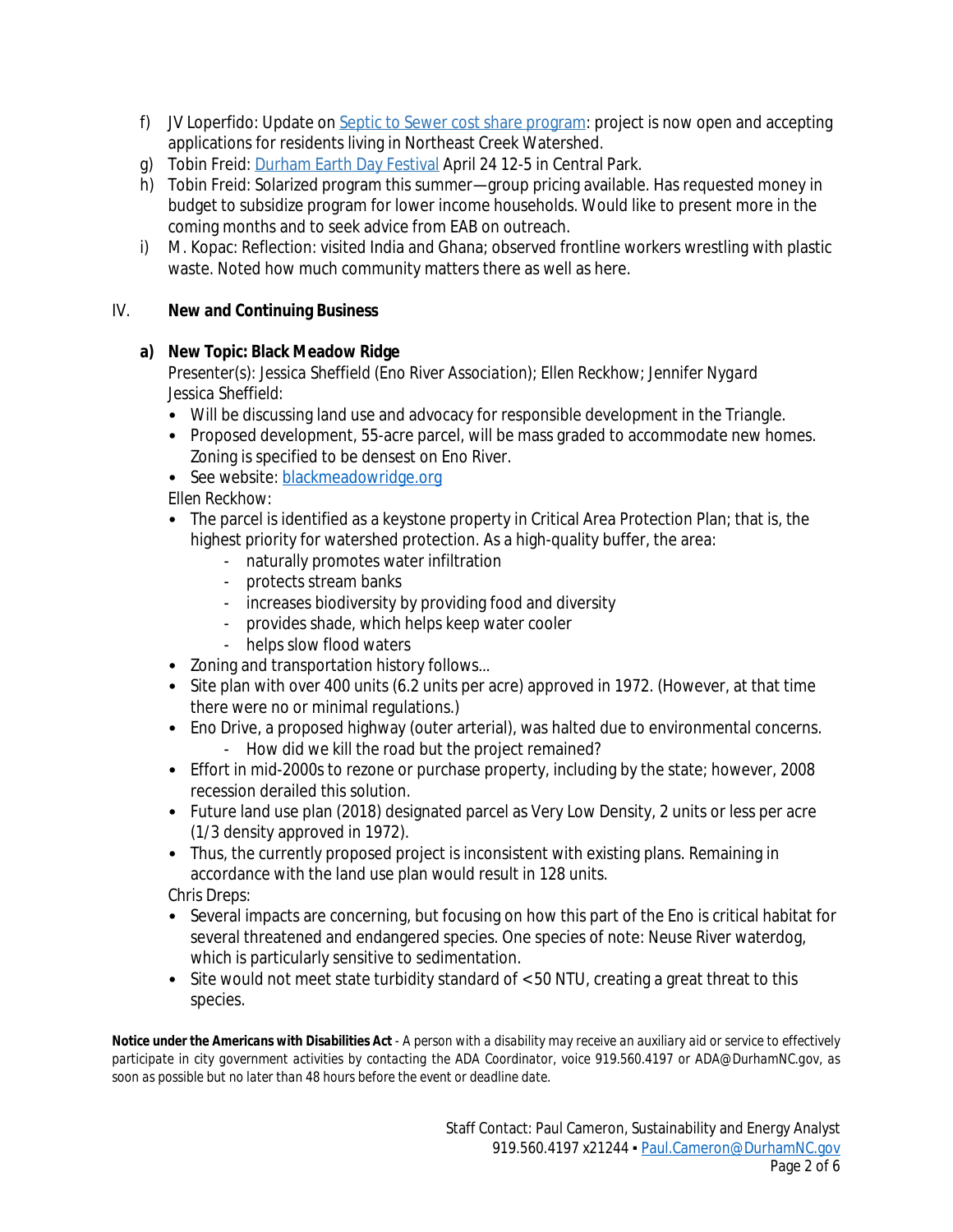f) JV Loperfido: Update on [Septic to Sewer cost share program](): project is now open and accepting applications for residents living in Northeast Creek Watershed.
g) Tobin Freid: [Durham Earth Day Festival]() April 24 12-5 in Central Park.
h) Tobin Freid: Solarized program this summer—group pricing available. Has requested money in budget to subsidize program for lower income households. Would like to present more in the coming months and to seek advice from EAB on outreach.
i) M. Kopac: Reflection: visited India and Ghana; observed frontline workers wrestling with plastic waste. Noted how much community matters there as well as here.

## IV. New and Continuing Business

### a) New Topic: Black Meadow Ridge

Presenter(s): Jessica Sheffield (Eno River Association); Ellen Reckhow; Jennifer Nygard

Jessica Sheffield:

- Will be discussing land use and advocacy for responsible development in the Triangle.
- Proposed development, 55-acre parcel, will be mass graded to accommodate new homes. Zoning is specified to be densest on Eno River.
- See website: [blackmeadowridge.org]()

Ellen Reckhow:

- The parcel is identified as a keystone property in Critical Area Protection Plan; that is, the highest priority for watershed protection. As a high-quality buffer, the area:
  - naturally promotes water infiltration
  - protects stream banks
  - increases biodiversity by providing food and diversity
  - provides shade, which helps keep water cooler
  - helps slow flood waters
- Zoning and transportation history follows...
- Site plan with over 400 units (6.2 units per acre) approved in 1972. (However, at that time there were no or minimal regulations.)
- Eno Drive, a proposed highway (outer arterial), was halted due to environmental concerns.
  - How did we kill the road but the project remained?
- Effort in mid-2000s to rezone or purchase property, including by the state; however, 2008 recession derailed this solution.
- Future land use plan (2018) designated parcel as Very Low Density, 2 units or less per acre (1/3 density approved in 1972).
- Thus, the currently proposed project is inconsistent with existing plans. Remaining in accordance with the land use plan would result in 128 units.

Chris Dreps:

- Several impacts are concerning, but focusing on how this part of the Eno is critical habitat for several threatened and endangered species. One species of note: Neuse River waterdog, which is particularly sensitive to sedimentation.
- Site would not meet state turbidity standard of <50 NTU, creating a great threat to this species.

**Notice under the Americans with Disabilities Act** - A person with a disability may receive an auxiliary aid or service to effectively participate in city government activities by contacting the ADA Coordinator, voice 919.560.4197 or ADA@DurhamNC.gov, as soon as possible but no later than 48 hours before the event or deadline date.

Staff Contact: Paul Cameron, Sustainability and Energy Analyst
919.560.4197 x21244 ▪ [Paul.Cameron@DurhamNC.gov]()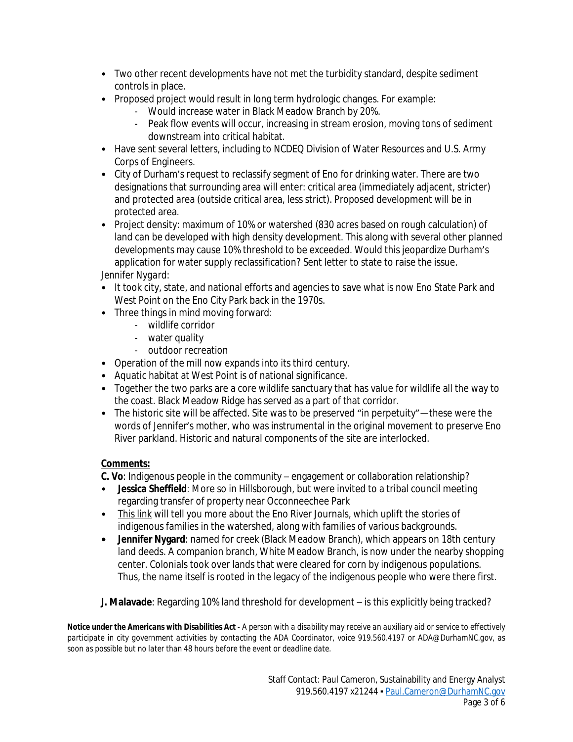- Two other recent developments have not met the turbidity standard, despite sediment controls in place.
- Proposed project would result in long term hydrologic changes. For example:
    - Would increase water in Black Meadow Branch by 20%.
    - Peak flow events will occur, increasing in stream erosion, moving tons of sediment downstream into critical habitat.
- Have sent several letters, including to NCDEQ Division of Water Resources and U.S. Army Corps of Engineers.
- City of Durham's request to reclassify segment of Eno for drinking water. There are two designations that surrounding area will enter: critical area (immediately adjacent, stricter) and protected area (outside critical area, less strict). Proposed development will be in protected area.
- Project density: maximum of 10% or watershed (830 acres based on rough calculation) of land can be developed with high density development. This along with several other planned developments may cause 10% threshold to be exceeded. Would this jeopardize Durham's application for water supply reclassification? Sent letter to state to raise the issue.

*Jennifer Nygard:*

- It took city, state, and national efforts and agencies to save what is now Eno State Park and West Point on the Eno City Park back in the 1970s.
- Three things in mind moving forward:
    - wildlife corridor
    - water quality
    - outdoor recreation
- Operation of the mill now expands into its third century.
- Aquatic habitat at West Point is of national significance.
- Together the two parks are a core wildlife sanctuary that has value for wildlife all the way to the coast. Black Meadow Ridge has served as a part of that corridor.
- The historic site will be affected. Site was to be preserved "in perpetuity"—these were the words of Jennifer's mother, who was instrumental in the original movement to preserve Eno River parkland. Historic and natural components of the site are interlocked.

**Comments:**

**C. Vo**: Indigenous people in the community – engagement or collaboration relationship?

- **Jessica Sheffield**: More so in Hillsborough, but were invited to a tribal council meeting regarding transfer of property near Occonneechee Park
- This link will tell you more about the Eno River Journals, which uplift the stories of indigenous families in the watershed, along with families of various backgrounds.
- **Jennifer Nygard**: named for creek (Black Meadow Branch), which appears on 18th century land deeds. A companion branch, White Meadow Branch, is now under the nearby shopping center. Colonials took over lands that were cleared for corn by indigenous populations. Thus, the name itself is rooted in the legacy of the indigenous people who were there first.

**J. Malavade**: Regarding 10% land threshold for development – is this explicitly being tracked?

***Notice under the Americans with Disabilities Act*** *- A person with a disability may receive an auxiliary aid or service to effectively participate in city government activities by contacting the ADA Coordinator, voice 919.560.4197 or ADA@DurhamNC.gov, as soon as possible but no later than 48 hours before the event or deadline date.*

Staff Contact: Paul Cameron, Sustainability and Energy Analyst
919.560.4197 x21244 ▪ Paul.Cameron@DurhamNC.gov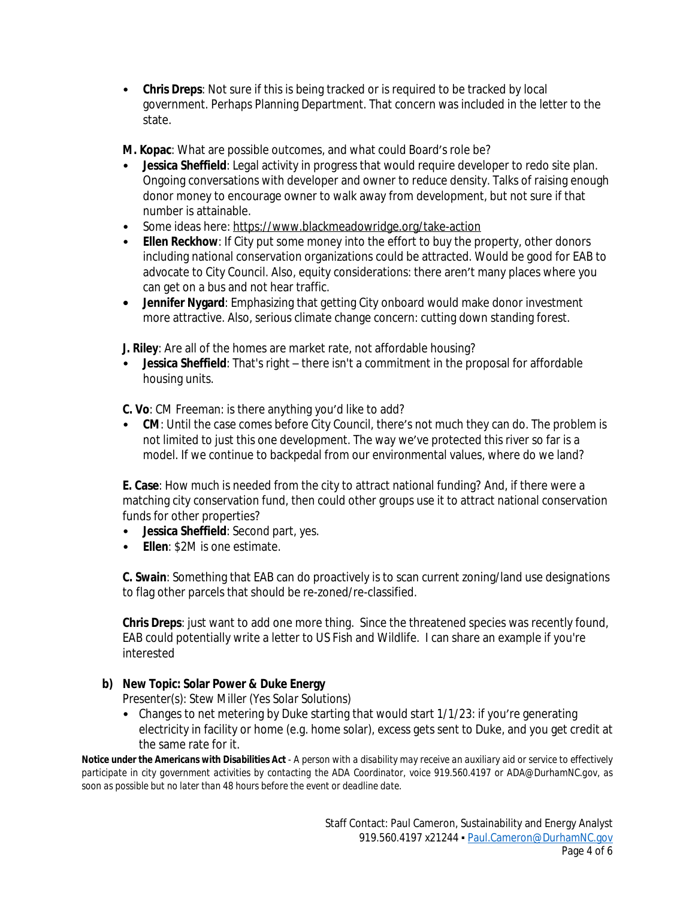- **Chris Dreps**: Not sure if this is being tracked or is required to be tracked by local government. Perhaps Planning Department. That concern was included in the letter to the state.

**M. Kopac**: What are possible outcomes, and what could Board's role be?

- **Jessica Sheffield**: Legal activity in progress that would require developer to redo site plan. Ongoing conversations with developer and owner to reduce density. Talks of raising enough donor money to encourage owner to walk away from development, but not sure if that number is attainable.
- Some ideas here: https://www.blackmeadowridge.org/take-action
- **Ellen Reckhow**: If City put some money into the effort to buy the property, other donors including national conservation organizations could be attracted. Would be good for EAB to advocate to City Council. Also, equity considerations: there aren't many places where you can get on a bus and not hear traffic.
- **Jennifer Nygard**: Emphasizing that getting City onboard would make donor investment more attractive. Also, serious climate change concern: cutting down standing forest.

**J. Riley**: Are all of the homes are market rate, not affordable housing?

- **Jessica Sheffield**: That's right – there isn't a commitment in the proposal for affordable housing units.

**C. Vo**: CM Freeman: is there anything you'd like to add?

- **CM**: Until the case comes before City Council, there's not much they can do. The problem is not limited to just this one development. The way we've protected this river so far is a model. If we continue to backpedal from our environmental values, where do we land?

**E. Case**: How much is needed from the city to attract national funding? And, if there were a matching city conservation fund, then could other groups use it to attract national conservation funds for other properties?

- **Jessica Sheffield**: Second part, yes.
- **Ellen**: $2M is one estimate.

**C. Swain**: Something that EAB can do proactively is to scan current zoning/land use designations to flag other parcels that should be re-zoned/re-classified.

**Chris Dreps**: just want to add one more thing. Since the threatened species was recently found, EAB could potentially write a letter to US Fish and Wildlife. I can share an example if you're interested

**b) New Topic: Solar Power & Duke Energy**

Presenter(s): Stew Miller (Yes Solar Solutions)

- Changes to net metering by Duke starting that would start 1/1/23: if you're generating electricity in facility or home (e.g. home solar), excess gets sent to Duke, and you get credit at the same rate for it.

**Notice under the Americans with Disabilities Act** - A person with a disability may receive an auxiliary aid or service to effectively participate in city government activities by contacting the ADA Coordinator, voice 919.560.4197 or ADA@DurhamNC.gov, as soon as possible but no later than 48 hours before the event or deadline date.

Staff Contact: Paul Cameron, Sustainability and Energy Analyst
919.560.4197 x21244 ▪ Paul.Cameron@DurhamNC.gov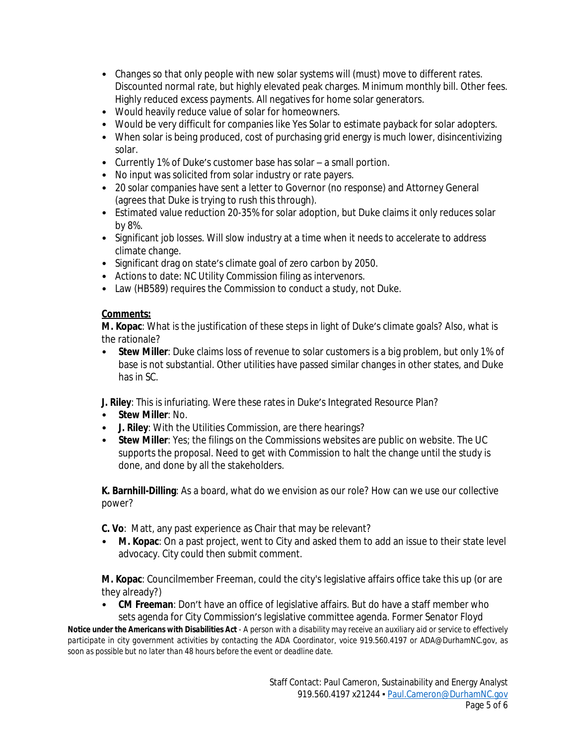- Changes so that only people with new solar systems will (must) move to different rates. Discounted normal rate, but highly elevated peak charges. Minimum monthly bill. Other fees. Highly reduced excess payments. All negatives for home solar generators.
- Would heavily reduce value of solar for homeowners.
- Would be very difficult for companies like Yes Solar to estimate payback for solar adopters.
- When solar is being produced, cost of purchasing grid energy is much lower, disincentivizing solar.
- Currently 1% of Duke's customer base has solar – a small portion.
- No input was solicited from solar industry or rate payers.
- 20 solar companies have sent a letter to Governor (no response) and Attorney General (agrees that Duke is trying to rush this through).
- Estimated value reduction 20-35% for solar adoption, but Duke claims it only reduces solar by 8%.
- Significant job losses. Will slow industry at a time when it needs to accelerate to address climate change.
- Significant drag on state's climate goal of zero carbon by 2050.
- Actions to date: NC Utility Commission filing as intervenors.
- Law (HB589) requires the Commission to conduct a study, not Duke.

**Comments:**

**M. Kopac**: What is the justification of these steps in light of Duke's climate goals? Also, what is the rationale?

- **Stew Miller**: Duke claims loss of revenue to solar customers is a big problem, but only 1% of base is not substantial. Other utilities have passed similar changes in other states, and Duke has in SC.

**J. Riley**: This is infuriating. Were these rates in Duke's Integrated Resource Plan?

- **Stew Miller**: No.
- **J. Riley**: With the Utilities Commission, are there hearings?
- **Stew Miller**: Yes; the filings on the Commissions websites are public on website. The UC supports the proposal. Need to get with Commission to halt the change until the study is done, and done by all the stakeholders.

**K. Barnhill-Dilling**: As a board, what do we envision as our role? How can we use our collective power?

**C. Vo**: Matt, any past experience as Chair that may be relevant?

- **M. Kopac**: On a past project, went to City and asked them to add an issue to their state level advocacy. City could then submit comment.

**M. Kopac**: Councilmember Freeman, could the city's legislative affairs office take this up (or are they already?)

- **CM Freeman**: Don't have an office of legislative affairs. But do have a staff member who sets agenda for City Commission's legislative committee agenda. Former Senator Floyd

**Notice under the Americans with Disabilities Act** - A person with a disability may receive an auxiliary aid or service to effectively participate in city government activities by contacting the ADA Coordinator, voice 919.560.4197 or ADA@DurhamNC.gov, as soon as possible but no later than 48 hours before the event or deadline date.

Staff Contact: Paul Cameron, Sustainability and Energy Analyst
919.560.4197 x21244 ▪ Paul.Cameron@DurhamNC.gov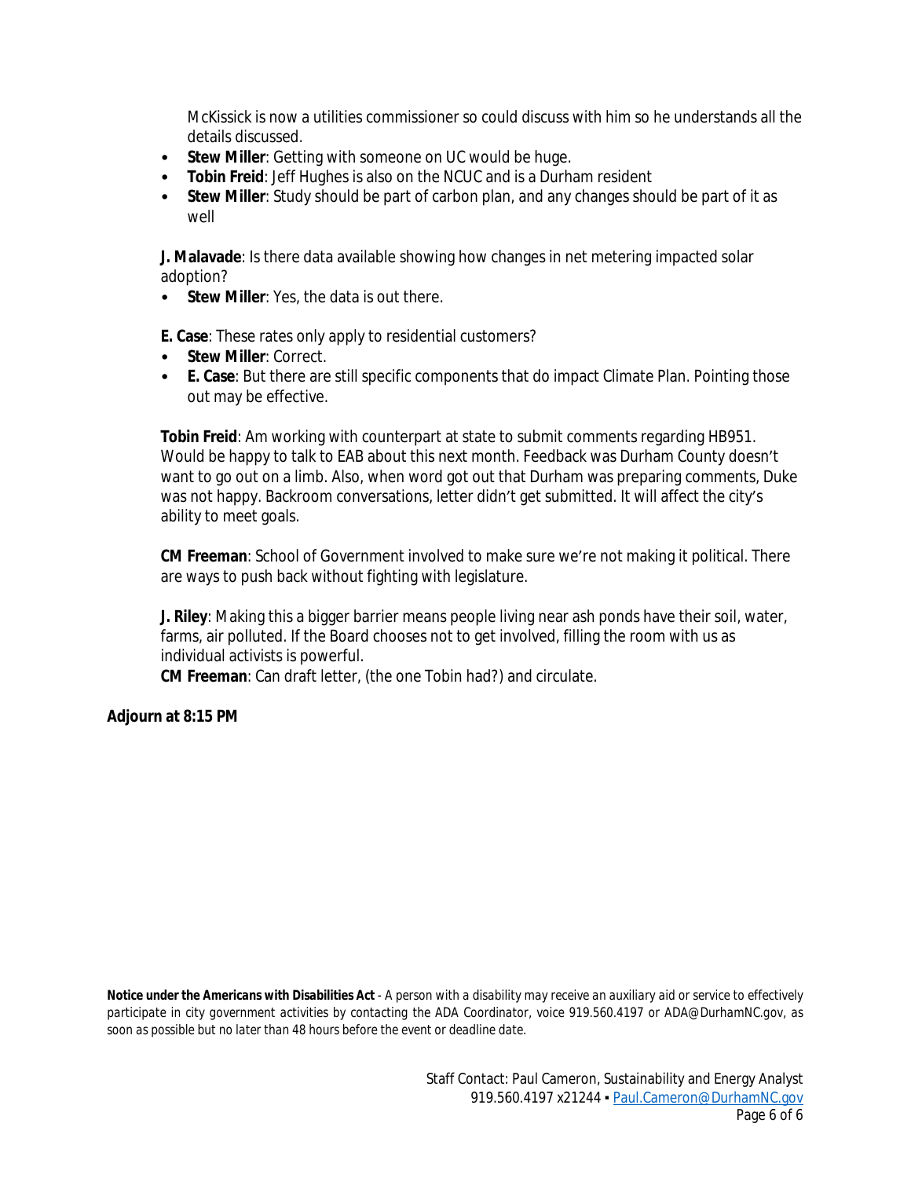McKissick is now a utilities commissioner so could discuss with him so he understands all the details discussed.

- **Stew Miller**: Getting with someone on UC would be huge.
- **Tobin Freid**: Jeff Hughes is also on the NCUC and is a Durham resident
- **Stew Miller**: Study should be part of carbon plan, and any changes should be part of it as well

**J. Malavade**: Is there data available showing how changes in net metering impacted solar adoption?

- **Stew Miller**: Yes, the data is out there.

**E. Case**: These rates only apply to residential customers?

- **Stew Miller**: Correct.
- **E. Case**: But there are still specific components that do impact Climate Plan. Pointing those out may be effective.

**Tobin Freid**: Am working with counterpart at state to submit comments regarding HB951. Would be happy to talk to EAB about this next month. Feedback was Durham County doesn't want to go out on a limb. Also, when word got out that Durham was preparing comments, Duke was not happy. Backroom conversations, letter didn't get submitted. It will affect the city's ability to meet goals.

**CM Freeman**: School of Government involved to make sure we're not making it political. There are ways to push back without fighting with legislature.

**J. Riley**: Making this a bigger barrier means people living near ash ponds have their soil, water, farms, air polluted. If the Board chooses not to get involved, filling the room with us as individual activists is powerful.
**CM Freeman**: Can draft letter, (the one Tobin had?) and circulate.

**Adjourn at 8:15 PM**

***Notice under the Americans with Disabilities Act** - A person with a disability may receive an auxiliary aid or service to effectively participate in city government activities by contacting the ADA Coordinator, voice 919.560.4197 or ADA@DurhamNC.gov, as soon as possible but no later than 48 hours before the event or deadline date.*

Staff Contact: Paul Cameron, Sustainability and Energy Analyst
919.560.4197 x21244 ▪ Paul.Cameron@DurhamNC.gov